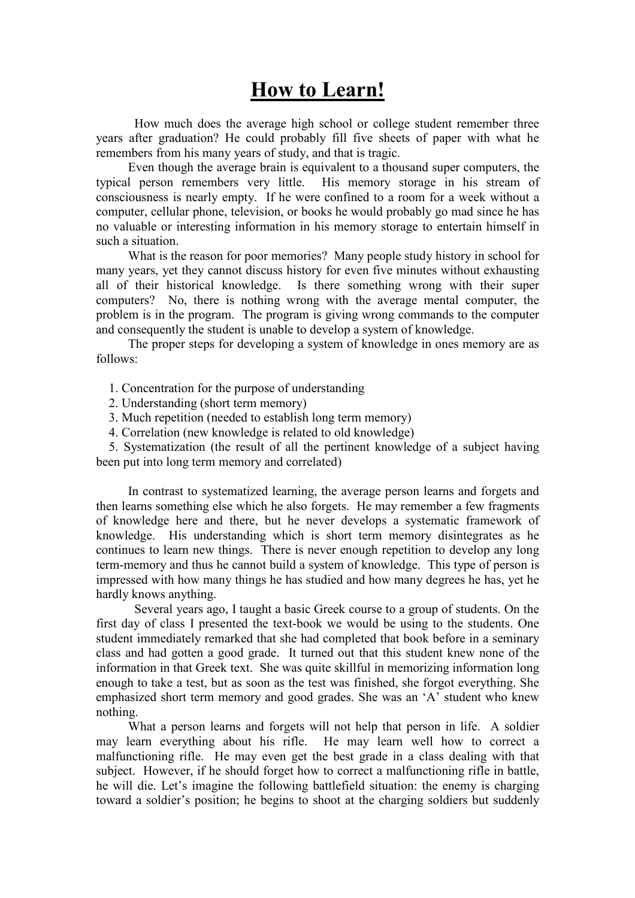# How to Learn!

How much does the average high school or college student remember three years after graduation? He could probably fill five sheets of paper with what he remembers from his many years of study, and that is tragic.

Even though the average brain is equivalent to a thousand super computers, the typical person remembers very little. His memory storage in his stream of consciousness is nearly empty. If he were confined to a room for a week without a computer, cellular phone, television, or books he would probably go mad since he has no valuable or interesting information in his memory storage to entertain himself in such a situation.

What is the reason for poor memories? Many people study history in school for many years, yet they cannot discuss history for even five minutes without exhausting all of their historical knowledge. Is there something wrong with their super computers? No, there is nothing wrong with the average mental computer, the problem is in the program. The program is giving wrong commands to the computer and consequently the student is unable to develop a system of knowledge.

The proper steps for developing a system of knowledge in ones memory are as follows:

1. Concentration for the purpose of understanding
2. Understanding (short term memory)
3. Much repetition (needed to establish long term memory)
4. Correlation (new knowledge is related to old knowledge)
5. Systematization (the result of all the pertinent knowledge of a subject having been put into long term memory and correlated)

In contrast to systematized learning, the average person learns and forgets and then learns something else which he also forgets. He may remember a few fragments of knowledge here and there, but he never develops a systematic framework of knowledge. His understanding which is short term memory disintegrates as he continues to learn new things. There is never enough repetition to develop any long term-memory and thus he cannot build a system of knowledge. This type of person is impressed with how many things he has studied and how many degrees he has, yet he hardly knows anything.

Several years ago, I taught a basic Greek course to a group of students. On the first day of class I presented the text-book we would be using to the students. One student immediately remarked that she had completed that book before in a seminary class and had gotten a good grade. It turned out that this student knew none of the information in that Greek text. She was quite skillful in memorizing information long enough to take a test, but as soon as the test was finished, she forgot everything. She emphasized short term memory and good grades. She was an 'A' student who knew nothing.

What a person learns and forgets will not help that person in life. A soldier may learn everything about his rifle. He may learn well how to correct a malfunctioning rifle. He may even get the best grade in a class dealing with that subject. However, if he should forget how to correct a malfunctioning rifle in battle, he will die. Let's imagine the following battlefield situation: the enemy is charging toward a soldier's position; he begins to shoot at the charging soldiers but suddenly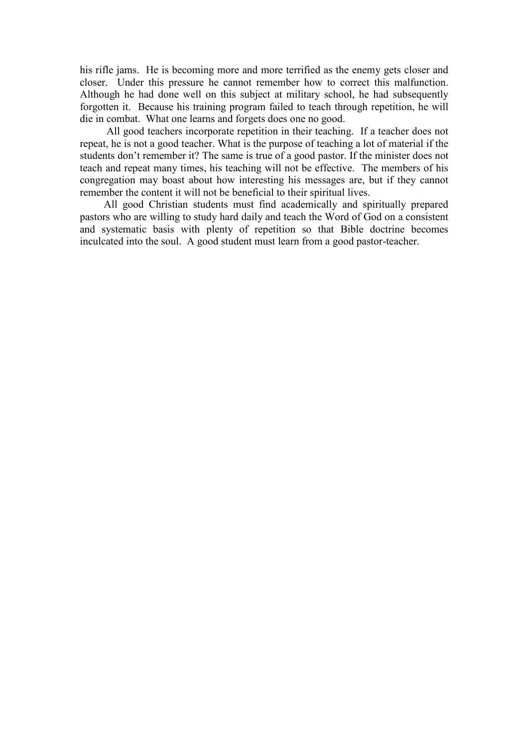his rifle jams. He is becoming more and more terrified as the enemy gets closer and closer. Under this pressure he cannot remember how to correct this malfunction. Although he had done well on this subject at military school, he had subsequently forgotten it. Because his training program failed to teach through repetition, he will die in combat. What one learns and forgets does one no good.

All good teachers incorporate repetition in their teaching. If a teacher does not repeat, he is not a good teacher. What is the purpose of teaching a lot of material if the students don't remember it? The same is true of a good pastor. If the minister does not teach and repeat many times, his teaching will not be effective. The members of his congregation may boast about how interesting his messages are, but if they cannot remember the content it will not be beneficial to their spiritual lives.

All good Christian students must find academically and spiritually prepared pastors who are willing to study hard daily and teach the Word of God on a consistent and systematic basis with plenty of repetition so that Bible doctrine becomes inculcated into the soul. A good student must learn from a good pastor-teacher.